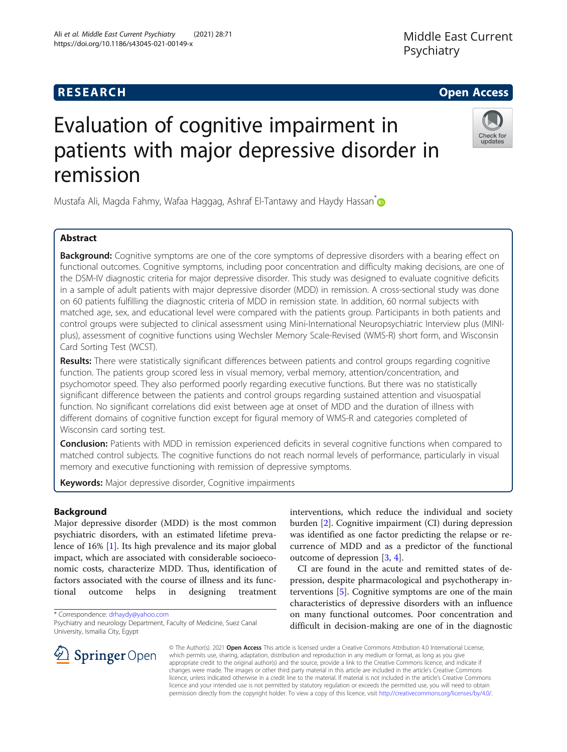RESEARCH

Open Access

# Evaluation of cognitive impairment in patients with major depressive disorder in remission

Mustafa Ali, Magda Fahmy, Wafaa Haggag, Ashraf El-Tantawy and Haydy Hassan*

## Abstract

**Background:** Cognitive symptoms are one of the core symptoms of depressive disorders with a bearing effect on functional outcomes. Cognitive symptoms, including poor concentration and difficulty making decisions, are one of the DSM-IV diagnostic criteria for major depressive disorder. This study was designed to evaluate cognitive deficits in a sample of adult patients with major depressive disorder (MDD) in remission. A cross-sectional study was done on 60 patients fulfilling the diagnostic criteria of MDD in remission state. In addition, 60 normal subjects with matched age, sex, and educational level were compared with the patients group. Participants in both patients and control groups were subjected to clinical assessment using Mini-International Neuropsychiatric Interview plus (MINI-plus), assessment of cognitive functions using Wechsler Memory Scale-Revised (WMS-R) short form, and Wisconsin Card Sorting Test (WCST).

**Results:** There were statistically significant differences between patients and control groups regarding cognitive function. The patients group scored less in visual memory, verbal memory, attention/concentration, and psychomotor speed. They also performed poorly regarding executive functions. But there was no statistically significant difference between the patients and control groups regarding sustained attention and visuospatial function. No significant correlations did exist between age at onset of MDD and the duration of illness with different domains of cognitive function except for figural memory of WMS-R and categories completed of Wisconsin card sorting test.

**Conclusion:** Patients with MDD in remission experienced deficits in several cognitive functions when compared to matched control subjects. The cognitive functions do not reach normal levels of performance, particularly in visual memory and executive functioning with remission of depressive symptoms.

**Keywords:** Major depressive disorder, Cognitive impairments

## Background

Major depressive disorder (MDD) is the most common psychiatric disorders, with an estimated lifetime prevalence of 16% [1]. Its high prevalence and its major global impact, which are associated with considerable socioeconomic costs, characterize MDD. Thus, identification of factors associated with the course of illness and its functional outcome helps in designing treatment interventions, which reduce the individual and society burden [2]. Cognitive impairment (CI) during depression was identified as one factor predicting the relapse or recurrence of MDD and as a predictor of the functional outcome of depression [3, 4].

CI are found in the acute and remitted states of depression, despite pharmacological and psychotherapy interventions [5]. Cognitive symptoms are one of the main characteristics of depressive disorders with an influence on many functional outcomes. Poor concentration and difficult in decision-making are one of in the diagnostic

* Correspondence: drhaydy@yahoo.com
Psychiatry and neurology Department, Faculty of Medicine, Suez Canal University, Ismailia City, Egypt

© The Author(s). 2021 **Open Access** This article is licensed under a Creative Commons Attribution 4.0 International License, which permits use, sharing, adaptation, distribution and reproduction in any medium or format, as long as you give appropriate credit to the original author(s) and the source, provide a link to the Creative Commons licence, and indicate if changes were made. The images or other third party material in this article are included in the article's Creative Commons licence, unless indicated otherwise in a credit line to the material. If material is not included in the article's Creative Commons licence and your intended use is not permitted by statutory regulation or exceeds the permitted use, you will need to obtain permission directly from the copyright holder. To view a copy of this licence, visit http://creativecommons.org/licenses/by/4.0/.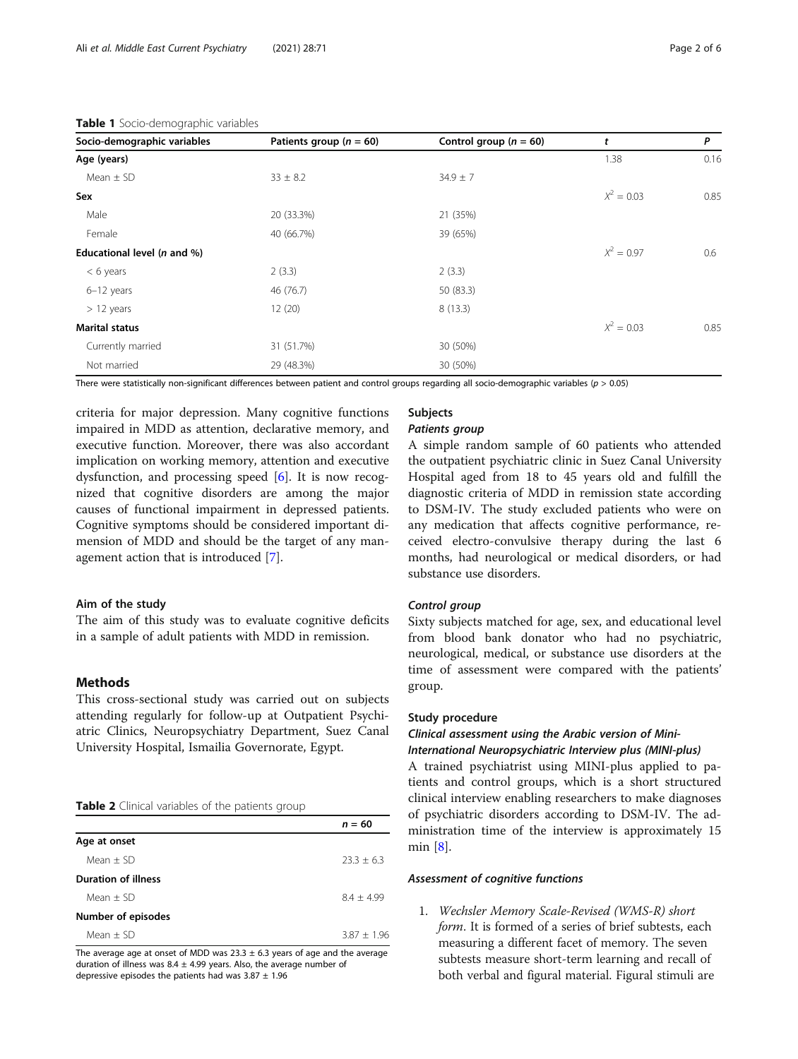**Table 1** Socio-demographic variables

| Socio-demographic variables | Patients group ($n$ = 60) | Control group ($n$ = 60) | $t$ | $P$ |
|---|---|---|---|---|
| **Age (years)** | | | 1.38 | 0.16 |
| Mean ± SD | 33 ± 8.2 | 34.9 ± 7 | | |
| **Sex** | | | $X^2$ = 0.03 | 0.85 |
| Male | 20 (33.3%) | 21 (35%) | | |
| Female | 40 (66.7%) | 39 (65%) | | |
| **Educational level (*n* and %)** | | | $X^2$ = 0.97 | 0.6 |
| < 6 years | 2 (3.3) | 2 (3.3) | | |
| 6–12 years | 46 (76.7) | 50 (83.3) | | |
| > 12 years | 12 (20) | 8 (13.3) | | |
| **Marital status** | | | $X^2$ = 0.03 | 0.85 |
| Currently married | 31 (51.7%) | 30 (50%) | | |
| Not married | 29 (48.3%) | 30 (50%) | | |

There were statistically non-significant differences between patient and control groups regarding all socio-demographic variables ($p$ > 0.05)

criteria for major depression. Many cognitive functions impaired in MDD as attention, declarative memory, and executive function. Moreover, there was also accordant implication on working memory, attention and executive dysfunction, and processing speed [6]. It is now recognized that cognitive disorders are among the major causes of functional impairment in depressed patients. Cognitive symptoms should be considered important dimension of MDD and should be the target of any management action that is introduced [7].

### Aim of the study

The aim of this study was to evaluate cognitive deficits in a sample of adult patients with MDD in remission.

## Methods

This cross-sectional study was carried out on subjects attending regularly for follow-up at Outpatient Psychiatric Clinics, Neuropsychiatry Department, Suez Canal University Hospital, Ismailia Governorate, Egypt.

**Table 2** Clinical variables of the patients group

| | $n$ = 60 |
|---|---|
| **Age at onset** | |
| Mean ± SD | 23.3 ± 6.3 |
| **Duration of illness** | |
| Mean ± SD | 8.4 ± 4.99 |
| **Number of episodes** | |
| Mean ± SD | 3.87 ± 1.96 |

The average age at onset of MDD was 23.3 ± 6.3 years of age and the average duration of illness was 8.4 ± 4.99 years. Also, the average number of depressive episodes the patients had was 3.87 ± 1.96

### Subjects

#### Patients group

A simple random sample of 60 patients who attended the outpatient psychiatric clinic in Suez Canal University Hospital aged from 18 to 45 years old and fulfill the diagnostic criteria of MDD in remission state according to DSM-IV. The study excluded patients who were on any medication that affects cognitive performance, received electro-convulsive therapy during the last 6 months, had neurological or medical disorders, or had substance use disorders.

#### Control group

Sixty subjects matched for age, sex, and educational level from blood bank donator who had no psychiatric, neurological, medical, or substance use disorders at the time of assessment were compared with the patients' group.

### Study procedure

#### Clinical assessment using the Arabic version of Mini-International Neuropsychiatric Interview plus (MINI-plus)

A trained psychiatrist using MINI-plus applied to patients and control groups, which is a short structured clinical interview enabling researchers to make diagnoses of psychiatric disorders according to DSM-IV. The administration time of the interview is approximately 15 min [8].

#### Assessment of cognitive functions

1. *Wechsler Memory Scale-Revised (WMS-R) short form*. It is formed of a series of brief subtests, each measuring a different facet of memory. The seven subtests measure short-term learning and recall of both verbal and figural material. Figural stimuli are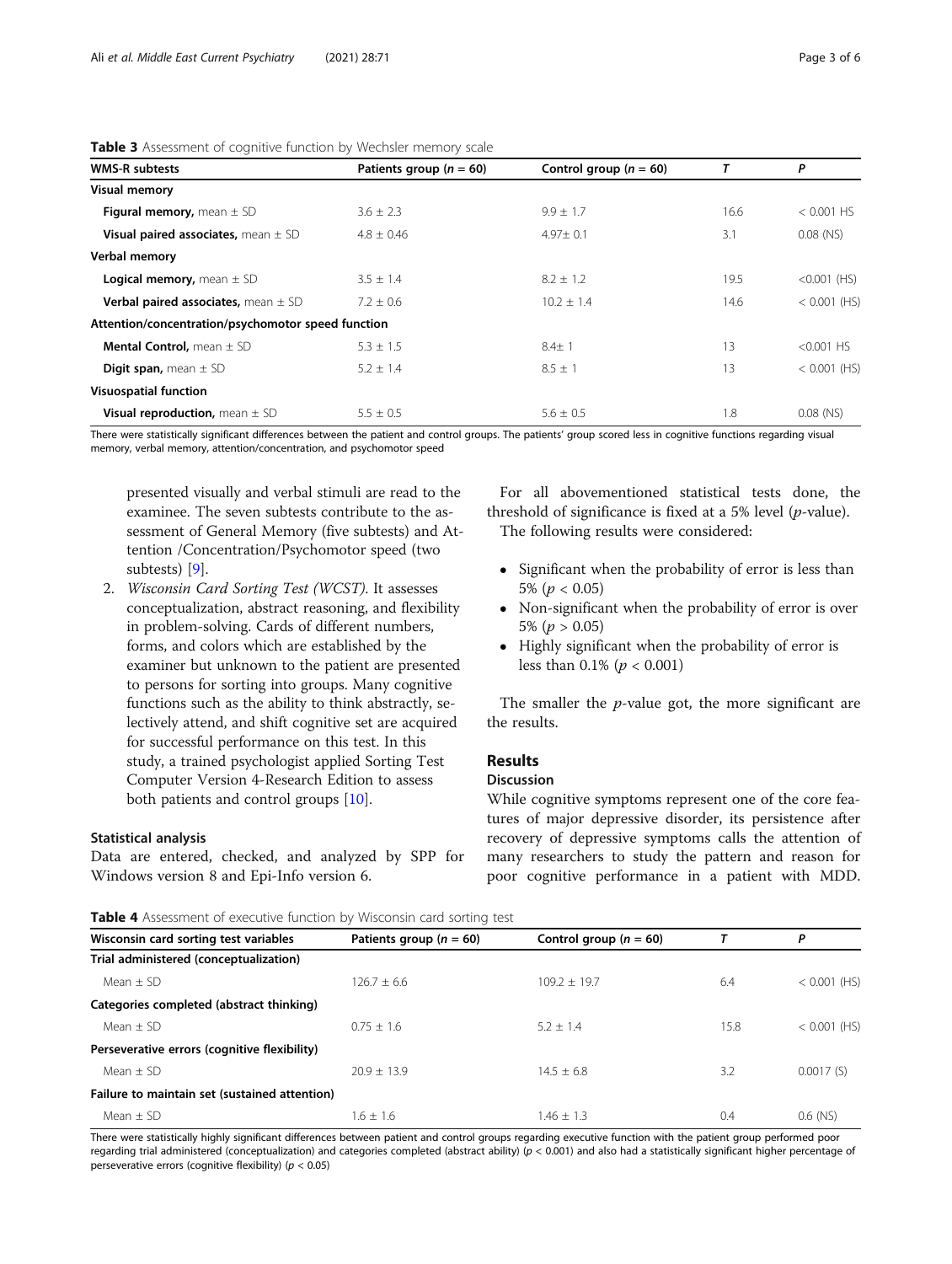**Table 3** Assessment of cognitive function by Wechsler memory scale

| WMS-R subtests | Patients group ($n = 60$) | Control group ($n = 60$) | T | P |
|---|---|---|---|---|
| **Visual memory** | | | | |
| **Figural memory,** mean ± SD | 3.6 ± 2.3 | 9.9 ± 1.7 | 16.6 | < 0.001 HS |
| **Visual paired associates,** mean ± SD | 4.8 ± 0.46 | 4.97± 0.1 | 3.1 | 0.08 (NS) |
| **Verbal memory** | | | | |
| **Logical memory,** mean ± SD | 3.5 ± 1.4 | 8.2 ± 1.2 | 19.5 | <0.001 (HS) |
| **Verbal paired associates,** mean ± SD | 7.2 ± 0.6 | 10.2 ± 1.4 | 14.6 | < 0.001 (HS) |
| **Attention/concentration/psychomotor speed function** | | | | |
| **Mental Control,** mean ± SD | 5.3 ± 1.5 | 8.4± 1 | 13 | <0.001 HS |
| **Digit span,** mean ± SD | 5.2 ± 1.4 | 8.5 ± 1 | 13 | < 0.001 (HS) |
| **Visuospatial function** | | | | |
| **Visual reproduction,** mean ± SD | 5.5 ± 0.5 | 5.6 ± 0.5 | 1.8 | 0.08 (NS) |

There were statistically significant differences between the patient and control groups. The patients' group scored less in cognitive functions regarding visual memory, verbal memory, attention/concentration, and psychomotor speed

presented visually and verbal stimuli are read to the examinee. The seven subtests contribute to the assessment of General Memory (five subtests) and Attention /Concentration/Psychomotor speed (two subtests) [9].

2. *Wisconsin Card Sorting Test (WCST)*. It assesses conceptualization, abstract reasoning, and flexibility in problem-solving. Cards of different numbers, forms, and colors which are established by the examiner but unknown to the patient are presented to persons for sorting into groups. Many cognitive functions such as the ability to think abstractly, selectively attend, and shift cognitive set are acquired for successful performance on this test. In this study, a trained psychologist applied Sorting Test Computer Version 4-Research Edition to assess both patients and control groups [10].

### Statistical analysis

Data are entered, checked, and analyzed by SPP for Windows version 8 and Epi-Info version 6.

For all abovementioned statistical tests done, the threshold of significance is fixed at a 5% level ($p$-value).

The following results were considered:

- Significant when the probability of error is less than 5% ($p < 0.05$)
- Non-significant when the probability of error is over 5% ($p > 0.05$)
- Highly significant when the probability of error is less than 0.1% ($p < 0.001$)

The smaller the $p$-value got, the more significant are the results.

## Results

### Discussion

While cognitive symptoms represent one of the core features of major depressive disorder, its persistence after recovery of depressive symptoms calls the attention of many researchers to study the pattern and reason for poor cognitive performance in a patient with MDD.

**Table 4** Assessment of executive function by Wisconsin card sorting test

| Wisconsin card sorting test variables | Patients group ($n = 60$) | Control group ($n = 60$) | T | P |
|---|---|---|---|---|
| **Trial administered (conceptualization)** | | | | |
| Mean ± SD | 126.7 ± 6.6 | 109.2 ± 19.7 | 6.4 | < 0.001 (HS) |
| **Categories completed (abstract thinking)** | | | | |
| Mean ± SD | 0.75 ± 1.6 | 5.2 ± 1.4 | 15.8 | < 0.001 (HS) |
| **Perseverative errors (cognitive flexibility)** | | | | |
| Mean ± SD | 20.9 ± 13.9 | 14.5 ± 6.8 | 3.2 | 0.0017 (S) |
| **Failure to maintain set (sustained attention)** | | | | |
| Mean ± SD | 1.6 ± 1.6 | 1.46 ± 1.3 | 0.4 | 0.6 (NS) |

There were statistically highly significant differences between patient and control groups regarding executive function with the patient group performed poor regarding trial administered (conceptualization) and categories completed (abstract ability) ($p < 0.001$) and also had a statistically significant higher percentage of perseverative errors (cognitive flexibility) ($p < 0.05$)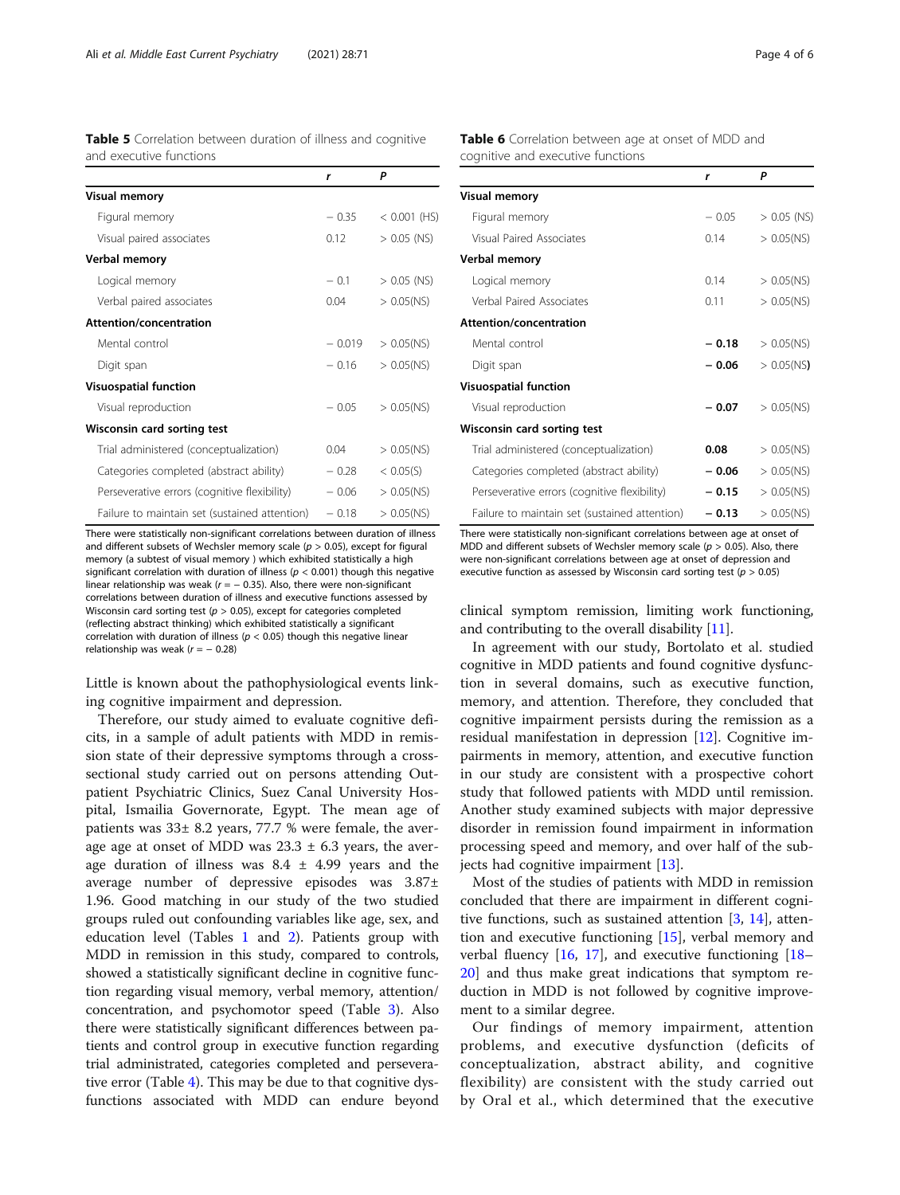**Table 5** Correlation between duration of illness and cognitive and executive functions

| | *r* | *P* |
|---|---|---|
| **Visual memory** | | |
| Figural memory | − 0.35 | < 0.001 (HS) |
| Visual paired associates | 0.12 | > 0.05 (NS) |
| **Verbal memory** | | |
| Logical memory | − 0.1 | > 0.05 (NS) |
| Verbal paired associates | 0.04 | > 0.05(NS) |
| **Attention/concentration** | | |
| Mental control | − 0.019 | > 0.05(NS) |
| Digit span | − 0.16 | > 0.05(NS) |
| **Visuospatial function** | | |
| Visual reproduction | − 0.05 | > 0.05(NS) |
| **Wisconsin card sorting test** | | |
| Trial administered (conceptualization) | 0.04 | > 0.05(NS) |
| Categories completed (abstract ability) | − 0.28 | < 0.05(S) |
| Perseverative errors (cognitive flexibility) | − 0.06 | > 0.05(NS) |
| Failure to maintain set (sustained attention) | − 0.18 | > 0.05(NS) |

There were statistically non-significant correlations between duration of illness and different subsets of Wechsler memory scale ($p > 0.05$), except for figural memory (a subtest of visual memory ) which exhibited statistically a high significant correlation with duration of illness ($p < 0.001$) though this negative linear relationship was weak ($r = -0.35$). Also, there were non-significant correlations between duration of illness and executive functions assessed by Wisconsin card sorting test ($p > 0.05$), except for categories completed (reflecting abstract thinking) which exhibited statistically a significant correlation with duration of illness ($p < 0.05$) though this negative linear relationship was weak ($r = -0.28$)

**Table 6** Correlation between age at onset of MDD and cognitive and executive functions

| | *r* | *P* |
|---|---|---|
| **Visual memory** | | |
| Figural memory | − 0.05 | > 0.05 (NS) |
| Visual Paired Associates | 0.14 | > 0.05(NS) |
| **Verbal memory** | | |
| Logical memory | 0.14 | > 0.05(NS) |
| Verbal Paired Associates | 0.11 | > 0.05(NS) |
| **Attention/concentration** | | |
| Mental control | **− 0.18** | > 0.05(NS) |
| Digit span | **− 0.06** | > 0.05(NS**)** |
| **Visuospatial function** | | |
| Visual reproduction | **− 0.07** | > 0.05(NS) |
| **Wisconsin card sorting test** | | |
| Trial administered (conceptualization) | **0.08** | > 0.05(NS) |
| Categories completed (abstract ability) | **− 0.06** | > 0.05(NS) |
| Perseverative errors (cognitive flexibility) | **− 0.15** | > 0.05(NS) |
| Failure to maintain set (sustained attention) | **− 0.13** | > 0.05(NS) |

There were statistically non-significant correlations between age at onset of MDD and different subsets of Wechsler memory scale ($p > 0.05$). Also, there were non-significant correlations between age at onset of depression and executive function as assessed by Wisconsin card sorting test ($p > 0.05$)

Little is known about the pathophysiological events linking cognitive impairment and depression.

Therefore, our study aimed to evaluate cognitive deficits, in a sample of adult patients with MDD in remission state of their depressive symptoms through a cross-sectional study carried out on persons attending Outpatient Psychiatric Clinics, Suez Canal University Hospital, Ismailia Governorate, Egypt. The mean age of patients was 33± 8.2 years, 77.7 % were female, the average age at onset of MDD was 23.3 ± 6.3 years, the average duration of illness was 8.4 ± 4.99 years and the average number of depressive episodes was 3.87± 1.96. Good matching in our study of the two studied groups ruled out confounding variables like age, sex, and education level (Tables 1 and 2). Patients group with MDD in remission in this study, compared to controls, showed a statistically significant decline in cognitive function regarding visual memory, verbal memory, attention/concentration, and psychomotor speed (Table 3). Also there were statistically significant differences between patients and control group in executive function regarding trial administrated, categories completed and perseverative error (Table 4). This may be due to that cognitive dysfunctions associated with MDD can endure beyond clinical symptom remission, limiting work functioning, and contributing to the overall disability [11].

In agreement with our study, Bortolato et al. studied cognitive in MDD patients and found cognitive dysfunction in several domains, such as executive function, memory, and attention. Therefore, they concluded that cognitive impairment persists during the remission as a residual manifestation in depression [12]. Cognitive impairments in memory, attention, and executive function in our study are consistent with a prospective cohort study that followed patients with MDD until remission. Another study examined subjects with major depressive disorder in remission found impairment in information processing speed and memory, and over half of the subjects had cognitive impairment [13].

Most of the studies of patients with MDD in remission concluded that there are impairment in different cognitive functions, such as sustained attention [3, 14], attention and executive functioning [15], verbal memory and verbal fluency [16, 17], and executive functioning [18–20] and thus make great indications that symptom reduction in MDD is not followed by cognitive improvement to a similar degree.

Our findings of memory impairment, attention problems, and executive dysfunction (deficits of conceptualization, abstract ability, and cognitive flexibility) are consistent with the study carried out by Oral et al., which determined that the executive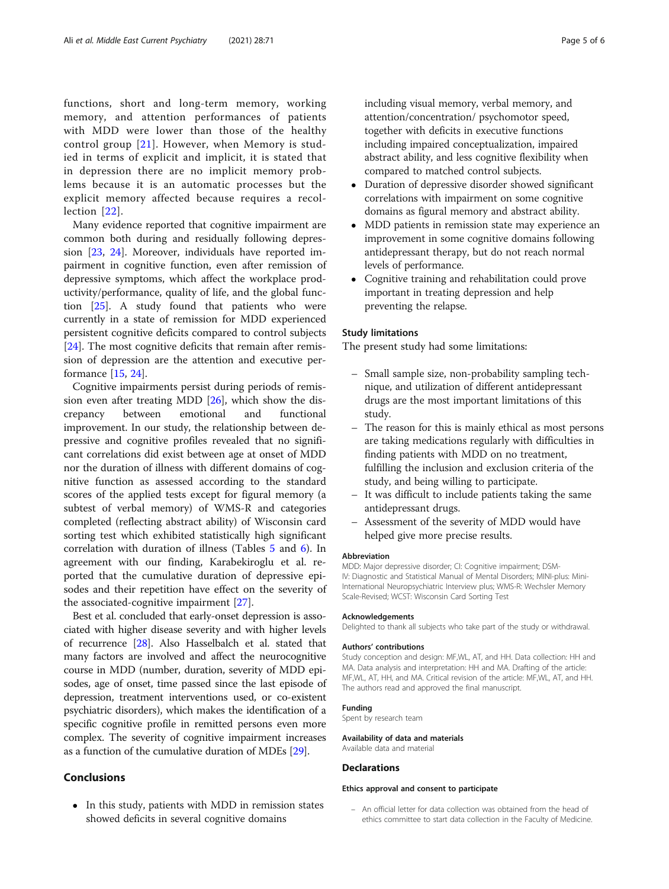functions, short and long-term memory, working memory, and attention performances of patients with MDD were lower than those of the healthy control group [21]. However, when Memory is studied in terms of explicit and implicit, it is stated that in depression there are no implicit memory problems because it is an automatic processes but the explicit memory affected because requires a recollection [22].

Many evidence reported that cognitive impairment are common both during and residually following depression [23, 24]. Moreover, individuals have reported impairment in cognitive function, even after remission of depressive symptoms, which affect the workplace productivity/performance, quality of life, and the global function [25]. A study found that patients who were currently in a state of remission for MDD experienced persistent cognitive deficits compared to control subjects [24]. The most cognitive deficits that remain after remission of depression are the attention and executive performance [15, 24].

Cognitive impairments persist during periods of remission even after treating MDD [26], which show the discrepancy between emotional and functional improvement. In our study, the relationship between depressive and cognitive profiles revealed that no significant correlations did exist between age at onset of MDD nor the duration of illness with different domains of cognitive function as assessed according to the standard scores of the applied tests except for figural memory (a subtest of verbal memory) of WMS-R and categories completed (reflecting abstract ability) of Wisconsin card sorting test which exhibited statistically high significant correlation with duration of illness (Tables 5 and 6). In agreement with our finding, Karabekiroglu et al. reported that the cumulative duration of depressive episodes and their repetition have effect on the severity of the associated-cognitive impairment [27].

Best et al. concluded that early-onset depression is associated with higher disease severity and with higher levels of recurrence [28]. Also Hasselbalch et al. stated that many factors are involved and affect the neurocognitive course in MDD (number, duration, severity of MDD episodes, age of onset, time passed since the last episode of depression, treatment interventions used, or co-existent psychiatric disorders), which makes the identification of a specific cognitive profile in remitted persons even more complex. The severity of cognitive impairment increases as a function of the cumulative duration of MDEs [29].

## Conclusions

- In this study, patients with MDD in remission states showed deficits in several cognitive domains including visual memory, verbal memory, and attention/concentration/ psychomotor speed, together with deficits in executive functions including impaired conceptualization, impaired abstract ability, and less cognitive flexibility when compared to matched control subjects.
- Duration of depressive disorder showed significant correlations with impairment on some cognitive domains as figural memory and abstract ability.
- MDD patients in remission state may experience an improvement in some cognitive domains following antidepressant therapy, but do not reach normal levels of performance.
- Cognitive training and rehabilitation could prove important in treating depression and help preventing the relapse.

### Study limitations

The present study had some limitations:

- Small sample size, non-probability sampling technique, and utilization of different antidepressant drugs are the most important limitations of this study.
- The reason for this is mainly ethical as most persons are taking medications regularly with difficulties in finding patients with MDD on no treatment, fulfilling the inclusion and exclusion criteria of the study, and being willing to participate.
- It was difficult to include patients taking the same antidepressant drugs.
- Assessment of the severity of MDD would have helped give more precise results.

#### Abbreviation

MDD: Major depressive disorder; CI: Cognitive impairment; DSM-IV: Diagnostic and Statistical Manual of Mental Disorders; MINI-plus: Mini-International Neuropsychiatric Interview plus; WMS-R: Wechsler Memory Scale-Revised; WCST: Wisconsin Card Sorting Test

#### Acknowledgements

Delighted to thank all subjects who take part of the study or withdrawal.

#### Authors' contributions

Study conception and design: MF,WL, AT, and HH. Data collection: HH and MA. Data analysis and interpretation: HH and MA. Drafting of the article: MF,WL, AT, HH, and MA. Critical revision of the article: MF,WL, AT, and HH. The authors read and approved the final manuscript.

#### Funding

Spent by research team

#### Availability of data and materials

Available data and material

## Declarations

#### Ethics approval and consent to participate

- An official letter for data collection was obtained from the head of ethics committee to start data collection in the Faculty of Medicine.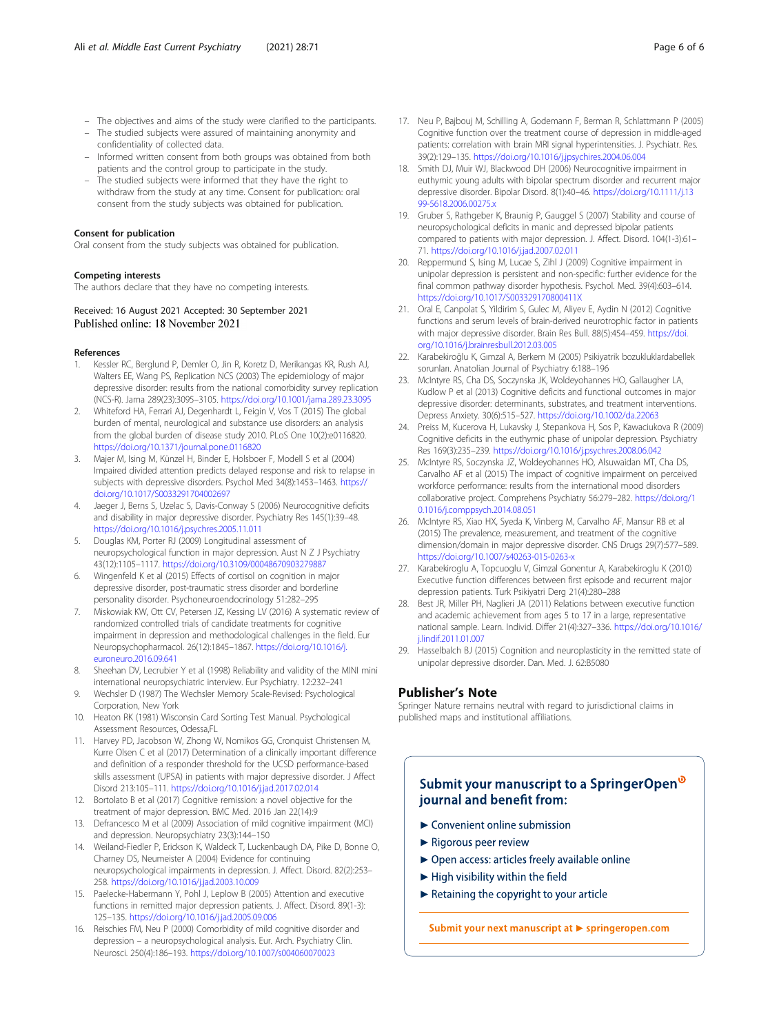- The objectives and aims of the study were clarified to the participants.
- The studied subjects were assured of maintaining anonymity and confidentiality of collected data.
- Informed written consent from both groups was obtained from both patients and the control group to participate in the study.
- The studied subjects were informed that they have the right to withdraw from the study at any time. Consent for publication: oral consent from the study subjects was obtained for publication.

### Consent for publication

Oral consent from the study subjects was obtained for publication.

### Competing interests

The authors declare that they have no competing interests.

Received: 16 August 2021 Accepted: 30 September 2021
Published online: 18 November 2021

### References

1. Kessler RC, Berglund P, Demler O, Jin R, Koretz D, Merikangas KR, Rush AJ, Walters EE, Wang PS, Replication NCS (2003) The epidemiology of major depressive disorder: results from the national comorbidity survey replication (NCS-R). Jama 289(23):3095–3105. https://doi.org/10.1001/jama.289.23.3095
2. Whiteford HA, Ferrari AJ, Degenhardt L, Feigin V, Vos T (2015) The global burden of mental, neurological and substance use disorders: an analysis from the global burden of disease study 2010. PLoS One 10(2):e0116820. https://doi.org/10.1371/journal.pone.0116820
3. Majer M, Ising M, Künzel H, Binder E, Holsboer F, Modell S et al (2004) Impaired divided attention predicts delayed response and risk to relapse in subjects with depressive disorders. Psychol Med 34(8):1453–1463. https://doi.org/10.1017/S0033291704002697
4. Jaeger J, Berns S, Uzelac S, Davis-Conway S (2006) Neurocognitive deficits and disability in major depressive disorder. Psychiatry Res 145(1):39–48. https://doi.org/10.1016/j.psychres.2005.11.011
5. Douglas KM, Porter RJ (2009) Longitudinal assessment of neuropsychological function in major depression. Aust N Z J Psychiatry 43(12):1105–1117. https://doi.org/10.3109/00048670903279887
6. Wingenfeld K et al (2015) Effects of cortisol on cognition in major depressive disorder, post-traumatic stress disorder and borderline personality disorder. Psychoneuroendocrinology 51:282–295
7. Miskowiak KW, Ott CV, Petersen JZ, Kessing LV (2016) A systematic review of randomized controlled trials of candidate treatments for cognitive impairment in depression and methodological challenges in the field. Eur Neuropsychopharmacol. 26(12):1845–1867. https://doi.org/10.1016/j.euroneuro.2016.09.641
8. Sheehan DV, Lecrubier Y et al (1998) Reliability and validity of the MINI mini international neuropsychiatric interview. Eur Psychiatry. 12:232–241
9. Wechsler D (1987) The Wechsler Memory Scale-Revised: Psychological Corporation, New York
10. Heaton RK (1981) Wisconsin Card Sorting Test Manual. Psychological Assessment Resources, Odessa,FL
11. Harvey PD, Jacobson W, Zhong W, Nomikos GG, Cronquist Christensen M, Kurre Olsen C et al (2017) Determination of a clinically important difference and definition of a responder threshold for the UCSD performance-based skills assessment (UPSA) in patients with major depressive disorder. J Affect Disord 213:105–111. https://doi.org/10.1016/j.jad.2017.02.014
12. Bortolato B et al (2017) Cognitive remission: a novel objective for the treatment of major depression. BMC Med. 2016 Jan 22(14):9
13. Defrancesco M et al (2009) Association of mild cognitive impairment (MCI) and depression. Neuropsychiatry 23(3):144–150
14. Weiland-Fiedler P, Erickson K, Waldeck T, Luckenbaugh DA, Pike D, Bonne O, Charney DS, Neumeister A (2004) Evidence for continuing neuropsychological impairments in depression. J. Affect. Disord. 82(2):253–258. https://doi.org/10.1016/j.jad.2003.10.009
15. Paelecke-Habermann Y, Pohl J, Leplow B (2005) Attention and executive functions in remitted major depression patients. J. Affect. Disord. 89(1-3):125–135. https://doi.org/10.1016/j.jad.2005.09.006
16. Reischies FM, Neu P (2000) Comorbidity of mild cognitive disorder and depression – a neuropsychological analysis. Eur. Arch. Psychiatry Clin. Neurosci. 250(4):186–193. https://doi.org/10.1007/s004060070023
17. Neu P, Bajbouj M, Schilling A, Godemann F, Berman R, Schlattmann P (2005) Cognitive function over the treatment course of depression in middle-aged patients: correlation with brain MRI signal hyperintensities. J. Psychiatr. Res. 39(2):129–135. https://doi.org/10.1016/j.jpsychires.2004.06.004
18. Smith DJ, Muir WJ, Blackwood DH (2006) Neurocognitive impairment in euthymic young adults with bipolar spectrum disorder and recurrent major depressive disorder. Bipolar Disord. 8(1):40–46. https://doi.org/10.1111/j.1399-5618.2006.00275.x
19. Gruber S, Rathgeber K, Braunig P, Gauggel S (2007) Stability and course of neuropsychological deficits in manic and depressed bipolar patients compared to patients with major depression. J. Affect. Disord. 104(1-3):61–71. https://doi.org/10.1016/j.jad.2007.02.011
20. Reppermund S, Ising M, Lucae S, Zihl J (2009) Cognitive impairment in unipolar depression is persistent and non-specific: further evidence for the final common pathway disorder hypothesis. Psychol. Med. 39(4):603–614. https://doi.org/10.1017/S003329170800411X
21. Oral E, Canpolat S, Yildirim S, Gulec M, Aliyev E, Aydin N (2012) Cognitive functions and serum levels of brain-derived neurotrophic factor in patients with major depressive disorder. Brain Res Bull. 88(5):454–459. https://doi.org/10.1016/j.brainresbull.2012.03.005
22. Karabekiroğlu K, Gımzal A, Berkem M (2005) Psikiyatrik bozukluklardabellek sorunları. Anatolian Journal of Psychiatry 6:188–196
23. McIntyre RS, Cha DS, Soczynska JK, Woldeyohannes HO, Gallaugher LA, Kudlow P et al (2013) Cognitive deficits and functional outcomes in major depressive disorder: determinants, substrates, and treatment interventions. Depress Anxiety. 30(6):515–527. https://doi.org/10.1002/da.22063
24. Preiss M, Kucerova H, Lukavsky J, Stepankova H, Sos P, Kawaciukova R (2009) Cognitive deficits in the euthymic phase of unipolar depression. Psychiatry Res 169(3):235–239. https://doi.org/10.1016/j.psychres.2008.06.042
25. McIntyre RS, Soczynska JZ, Woldeyohannes HO, Alsuwaidan MT, Cha DS, Carvalho AF et al (2015) The impact of cognitive impairment on perceived workforce performance: results from the international mood disorders collaborative project. Comprehens Psychiatry 56:279–282. https://doi.org/10.1016/j.comppsych.2014.08.051
26. McIntyre RS, Xiao HX, Syeda K, Vinberg M, Carvalho AF, Mansur RB et al (2015) The prevalence, measurement, and treatment of the cognitive dimension/domain in major depressive disorder. CNS Drugs 29(7):577–589. https://doi.org/10.1007/s40263-015-0263-x
27. Karabekiroglu A, Topcuoglu V, Gimzal Gonentur A, Karabekiroglu K (2010) Executive function differences between first episode and recurrent major depression patients. Turk Psikiyatri Derg 21(4):280–288
28. Best JR, Miller PH, Naglieri JA (2011) Relations between executive function and academic achievement from ages 5 to 17 in a large, representative national sample. Learn. Individ. Differ 21(4):327–336. https://doi.org/10.1016/j.lindif.2011.01.007
29. Hasselbalch BJ (2015) Cognition and neuroplasticity in the remitted state of unipolar depressive disorder. Dan. Med. J. 62:B5080

## Publisher's Note

Springer Nature remains neutral with regard to jurisdictional claims in published maps and institutional affiliations.

**Submit your manuscript to a SpringerOpen journal and benefit from:**

- Convenient online submission
- Rigorous peer review
- Open access: articles freely available online
- High visibility within the field
- Retaining the copyright to your article

**Submit your next manuscript at ► springeropen.com**